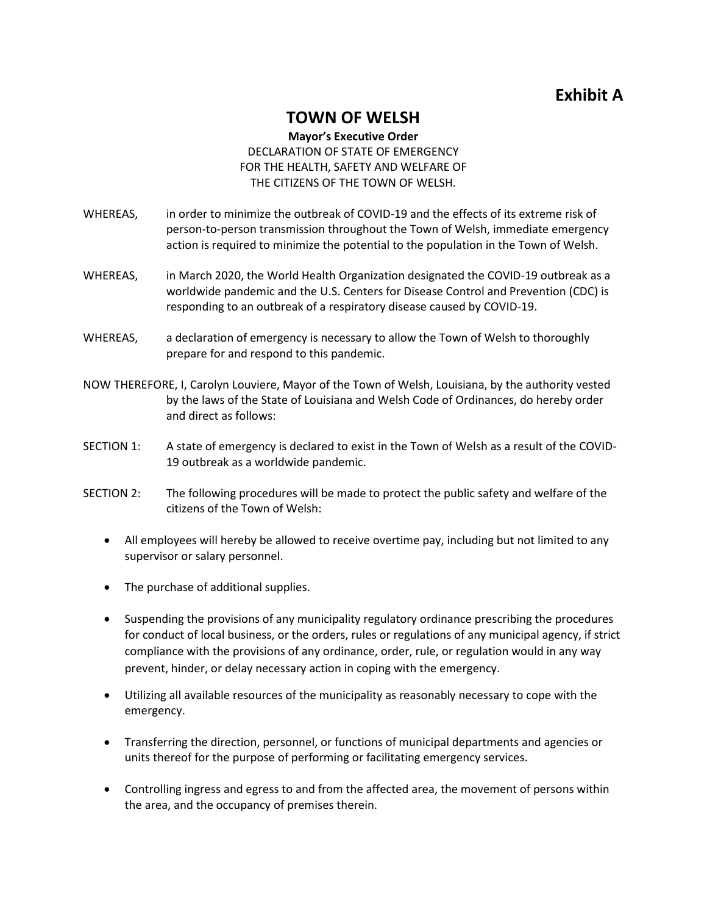**Exhibit A**

# TOWN OF WELSH

**Mayor's Executive Order**

DECLARATION OF STATE OF EMERGENCY
FOR THE HEALTH, SAFETY AND WELFARE OF
THE CITIZENS OF THE TOWN OF WELSH.

WHEREAS, in order to minimize the outbreak of COVID-19 and the effects of its extreme risk of person-to-person transmission throughout the Town of Welsh, immediate emergency action is required to minimize the potential to the population in the Town of Welsh.

WHEREAS, in March 2020, the World Health Organization designated the COVID-19 outbreak as a worldwide pandemic and the U.S. Centers for Disease Control and Prevention (CDC) is responding to an outbreak of a respiratory disease caused by COVID-19.

WHEREAS, a declaration of emergency is necessary to allow the Town of Welsh to thoroughly prepare for and respond to this pandemic.

NOW THEREFORE, I, Carolyn Louviere, Mayor of the Town of Welsh, Louisiana, by the authority vested by the laws of the State of Louisiana and Welsh Code of Ordinances, do hereby order and direct as follows:

SECTION 1: A state of emergency is declared to exist in the Town of Welsh as a result of the COVID-19 outbreak as a worldwide pandemic.

SECTION 2: The following procedures will be made to protect the public safety and welfare of the citizens of the Town of Welsh:

- All employees will hereby be allowed to receive overtime pay, including but not limited to any supervisor or salary personnel.
- The purchase of additional supplies.
- Suspending the provisions of any municipality regulatory ordinance prescribing the procedures for conduct of local business, or the orders, rules or regulations of any municipal agency, if strict compliance with the provisions of any ordinance, order, rule, or regulation would in any way prevent, hinder, or delay necessary action in coping with the emergency.
- Utilizing all available resources of the municipality as reasonably necessary to cope with the emergency.
- Transferring the direction, personnel, or functions of municipal departments and agencies or units thereof for the purpose of performing or facilitating emergency services.
- Controlling ingress and egress to and from the affected area, the movement of persons within the area, and the occupancy of premises therein.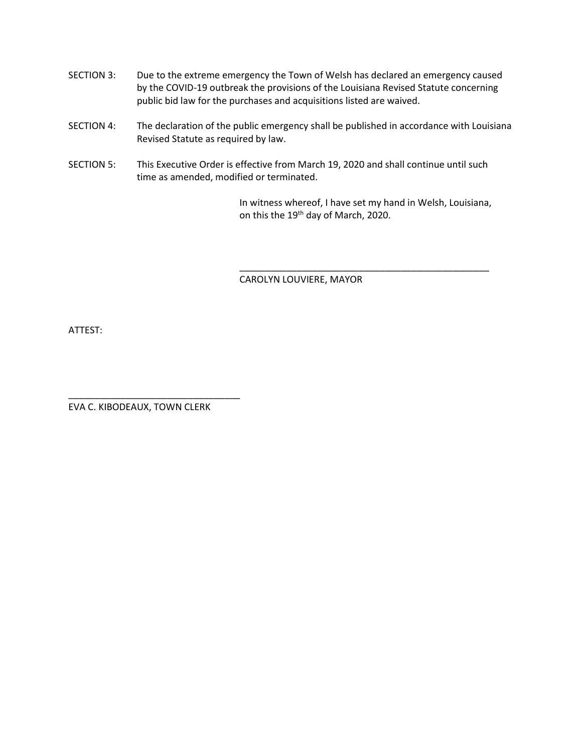SECTION 3: Due to the extreme emergency the Town of Welsh has declared an emergency caused by the COVID-19 outbreak the provisions of the Louisiana Revised Statute concerning public bid law for the purchases and acquisitions listed are waived.

SECTION 4: The declaration of the public emergency shall be published in accordance with Louisiana Revised Statute as required by law.

SECTION 5: This Executive Order is effective from March 19, 2020 and shall continue until such time as amended, modified or terminated.

In witness whereof, I have set my hand in Welsh, Louisiana, on this the 19th day of March, 2020.

\_\_\_\_\_\_\_\_\_\_\_\_\_\_\_\_\_\_\_\_\_\_\_\_\_\_\_\_\_\_\_\_\_\_\_\_\_\_\_\_\_\_\_\_\_\_\_\_

CAROLYN LOUVIERE, MAYOR

ATTEST:

\_\_\_\_\_\_\_\_\_\_\_\_\_\_\_\_\_\_\_\_\_\_\_\_\_\_\_\_\_\_\_\_\_\_

EVA C. KIBODEAUX, TOWN CLERK